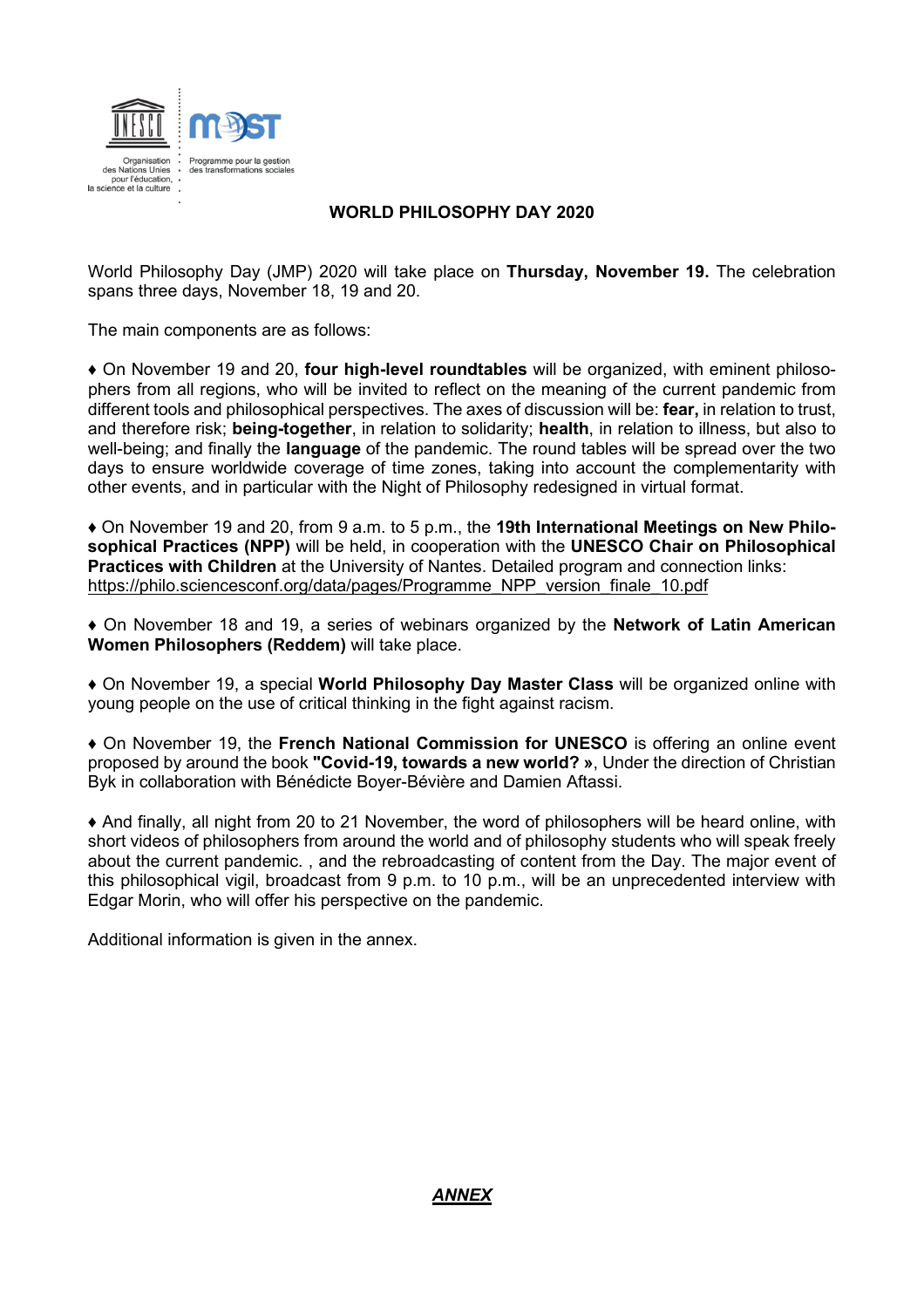Organisation des Nations Unies pour l'éducation, la science et la culture

Programme pour la gestion des transformations sociales

# WORLD PHILOSOPHY DAY 2020

World Philosophy Day (JMP) 2020 will take place on **Thursday, November 19.** The celebration spans three days, November 18, 19 and 20.

The main components are as follows:

♦ On November 19 and 20, **four high-level roundtables** will be organized, with eminent philosophers from all regions, who will be invited to reflect on the meaning of the current pandemic from different tools and philosophical perspectives. The axes of discussion will be: **fear,** in relation to trust, and therefore risk; **being-together**, in relation to solidarity; **health**, in relation to illness, but also to well-being; and finally the **language** of the pandemic. The round tables will be spread over the two days to ensure worldwide coverage of time zones, taking into account the complementarity with other events, and in particular with the Night of Philosophy redesigned in virtual format.

♦ On November 19 and 20, from 9 a.m. to 5 p.m., the **19th International Meetings on New Philosophical Practices (NPP)** will be held, in cooperation with the **UNESCO Chair on Philosophical Practices with Children** at the University of Nantes. Detailed program and connection links: https://philo.sciencesconf.org/data/pages/Programme_NPP_version_finale_10.pdf

♦ On November 18 and 19, a series of webinars organized by the **Network of Latin American Women Philosophers (Reddem)** will take place.

♦ On November 19, a special **World Philosophy Day Master Class** will be organized online with young people on the use of critical thinking in the fight against racism.

♦ On November 19, the **French National Commission for UNESCO** is offering an online event proposed by around the book **"Covid-19, towards a new world? »**, Under the direction of Christian Byk in collaboration with Bénédicte Boyer-Bévière and Damien Aftassi.

♦ And finally, all night from 20 to 21 November, the word of philosophers will be heard online, with short videos of philosophers from around the world and of philosophy students who will speak freely about the current pandemic. , and the rebroadcasting of content from the Day. The major event of this philosophical vigil, broadcast from 9 p.m. to 10 p.m., will be an unprecedented interview with Edgar Morin, who will offer his perspective on the pandemic.

Additional information is given in the annex.

***ANNEX***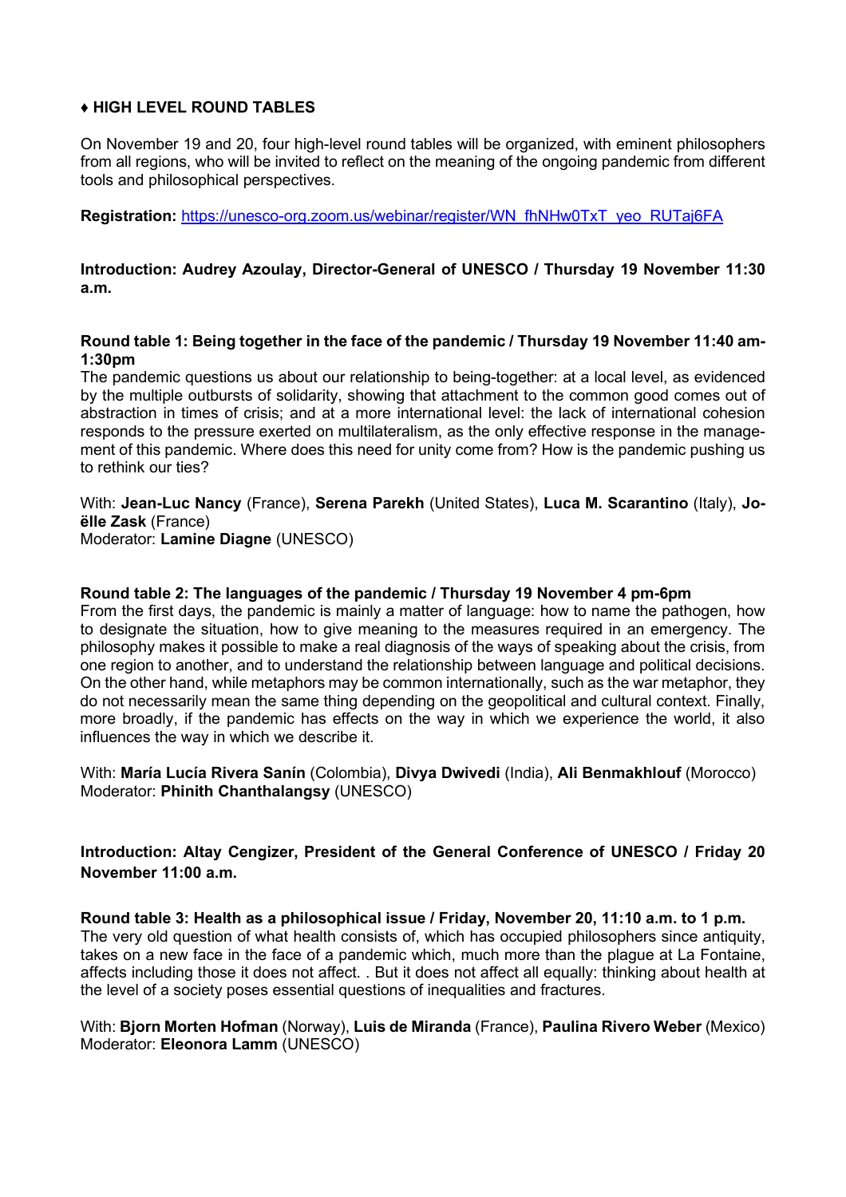## ♦ HIGH LEVEL ROUND TABLES

On November 19 and 20, four high-level round tables will be organized, with eminent philosophers from all regions, who will be invited to reflect on the meaning of the ongoing pandemic from different tools and philosophical perspectives.

**Registration:** https://unesco-org.zoom.us/webinar/register/WN_fhNHw0TxT_yeo_RUTaj6FA

**Introduction: Audrey Azoulay, Director-General of UNESCO / Thursday 19 November 11:30 a.m.**

**Round table 1: Being together in the face of the pandemic / Thursday 19 November 11:40 am-1:30pm**

The pandemic questions us about our relationship to being-together: at a local level, as evidenced by the multiple outbursts of solidarity, showing that attachment to the common good comes out of abstraction in times of crisis; and at a more international level: the lack of international cohesion responds to the pressure exerted on multilateralism, as the only effective response in the management of this pandemic. Where does this need for unity come from? How is the pandemic pushing us to rethink our ties?

With: **Jean-Luc Nancy** (France), **Serena Parekh** (United States), **Luca M. Scarantino** (Italy), **Joëlle Zask** (France)
Moderator: **Lamine Diagne** (UNESCO)

**Round table 2: The languages of the pandemic / Thursday 19 November 4 pm-6pm**

From the first days, the pandemic is mainly a matter of language: how to name the pathogen, how to designate the situation, how to give meaning to the measures required in an emergency. The philosophy makes it possible to make a real diagnosis of the ways of speaking about the crisis, from one region to another, and to understand the relationship between language and political decisions. On the other hand, while metaphors may be common internationally, such as the war metaphor, they do not necessarily mean the same thing depending on the geopolitical and cultural context. Finally, more broadly, if the pandemic has effects on the way in which we experience the world, it also influences the way in which we describe it.

With: **María Lucía Rivera Sanín** (Colombia), **Divya Dwivedi** (India), **Ali Benmakhlouf** (Morocco)
Moderator: **Phinith Chanthalangsy** (UNESCO)

**Introduction: Altay Cengizer, President of the General Conference of UNESCO / Friday 20 November 11:00 a.m.**

**Round table 3: Health as a philosophical issue / Friday, November 20, 11:10 a.m. to 1 p.m.**

The very old question of what health consists of, which has occupied philosophers since antiquity, takes on a new face in the face of a pandemic which, much more than the plague at La Fontaine, affects including those it does not affect. . But it does not affect all equally: thinking about health at the level of a society poses essential questions of inequalities and fractures.

With: **Bjorn Morten Hofman** (Norway), **Luis de Miranda** (France), **Paulina Rivero Weber** (Mexico)
Moderator: **Eleonora Lamm** (UNESCO)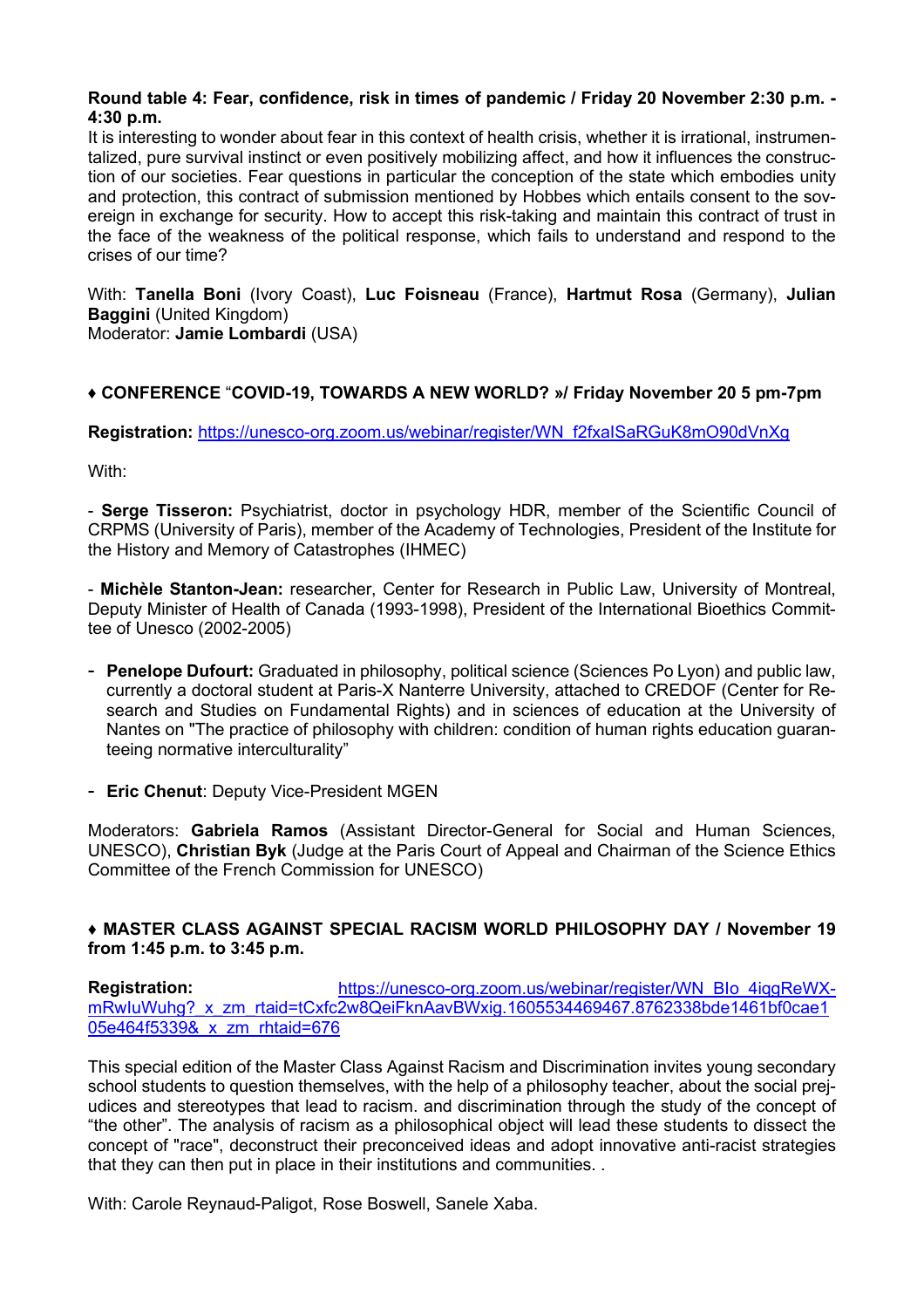**Round table 4: Fear, confidence, risk in times of pandemic / Friday 20 November 2:30 p.m. - 4:30 p.m.**

It is interesting to wonder about fear in this context of health crisis, whether it is irrational, instrumentalized, pure survival instinct or even positively mobilizing affect, and how it influences the construction of our societies. Fear questions in particular the conception of the state which embodies unity and protection, this contract of submission mentioned by Hobbes which entails consent to the sovereign in exchange for security. How to accept this risk-taking and maintain this contract of trust in the face of the weakness of the political response, which fails to understand and respond to the crises of our time?

With: **Tanella Boni** (Ivory Coast), **Luc Foisneau** (France), **Hartmut Rosa** (Germany), **Julian Baggini** (United Kingdom)
Moderator: **Jamie Lombardi** (USA)

**♦ CONFERENCE "COVID-19, TOWARDS A NEW WORLD? »/ Friday November 20 5 pm-7pm**

**Registration:** https://unesco-org.zoom.us/webinar/register/WN_f2fxaISaRGuK8mO90dVnXg

With:

- **Serge Tisseron:** Psychiatrist, doctor in psychology HDR, member of the Scientific Council of CRPMS (University of Paris), member of the Academy of Technologies, President of the Institute for the History and Memory of Catastrophes (IHMEC)

- **Michèle Stanton-Jean:** researcher, Center for Research in Public Law, University of Montreal, Deputy Minister of Health of Canada (1993-1998), President of the International Bioethics Committee of Unesco (2002-2005)

- **Penelope Dufourt:** Graduated in philosophy, political science (Sciences Po Lyon) and public law, currently a doctoral student at Paris-X Nanterre University, attached to CREDOF (Center for Research and Studies on Fundamental Rights) and in sciences of education at the University of Nantes on "The practice of philosophy with children: condition of human rights education guaranteeing normative interculturality"

- **Eric Chenut**: Deputy Vice-President MGEN

Moderators: **Gabriela Ramos** (Assistant Director-General for Social and Human Sciences, UNESCO), **Christian Byk** (Judge at the Paris Court of Appeal and Chairman of the Science Ethics Committee of the French Commission for UNESCO)

**♦ MASTER CLASS AGAINST SPECIAL RACISM WORLD PHILOSOPHY DAY / November 19 from 1:45 p.m. to 3:45 p.m.**

**Registration:** https://unesco-org.zoom.us/webinar/register/WN_BIo_4iqgReWX-mRwIuWuhg?_x_zm_rtaid=tCxfc2w8QeiFknAavBWxig.1605534469467.8762338bde1461bf0cae105e464f5339&_x_zm_rhtaid=676

This special edition of the Master Class Against Racism and Discrimination invites young secondary school students to question themselves, with the help of a philosophy teacher, about the social prejudices and stereotypes that lead to racism. and discrimination through the study of the concept of "the other". The analysis of racism as a philosophical object will lead these students to dissect the concept of "race", deconstruct their preconceived ideas and adopt innovative anti-racist strategies that they can then put in place in their institutions and communities. .

With: Carole Reynaud-Paligot, Rose Boswell, Sanele Xaba.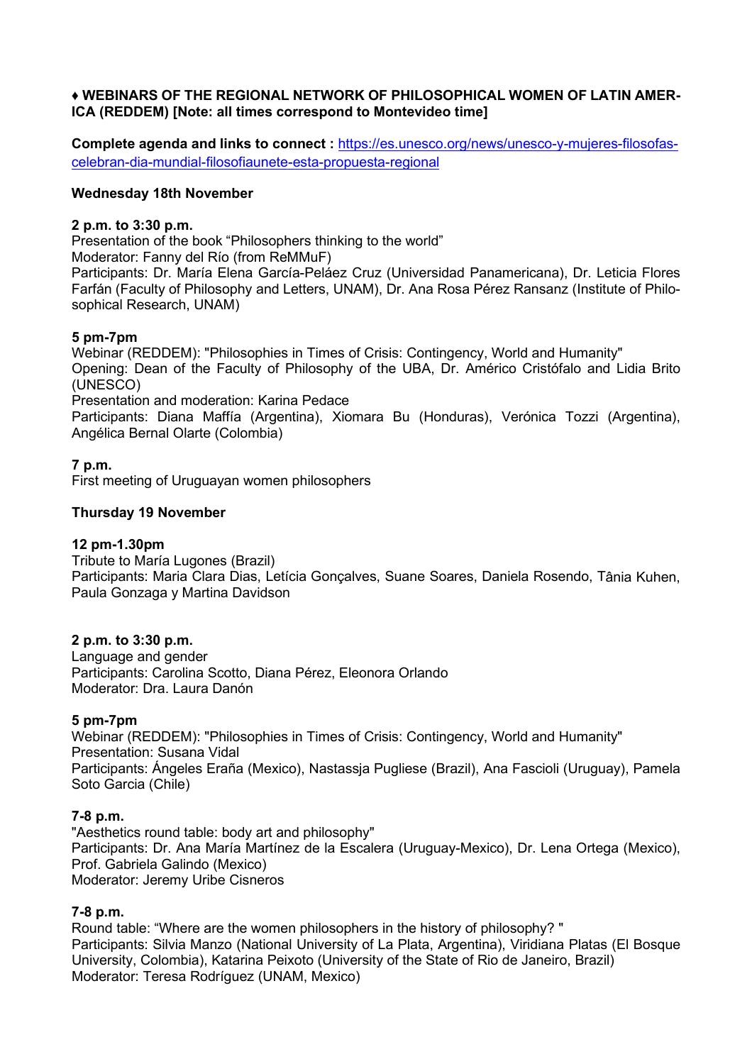**♦ WEBINARS OF THE REGIONAL NETWORK OF PHILOSOPHICAL WOMEN OF LATIN AMERICA (REDDEM) [Note: all times correspond to Montevideo time]**

**Complete agenda and links to connect :** https://es.unesco.org/news/unesco-y-mujeres-filosofas-celebran-dia-mundial-filosofiaunete-esta-propuesta-regional

**Wednesday 18th November**

**2 p.m. to 3:30 p.m.**
Presentation of the book "Philosophers thinking to the world"
Moderator: Fanny del Río (from ReMMuF)
Participants: Dr. María Elena García-Peláez Cruz (Universidad Panamericana), Dr. Leticia Flores Farfán (Faculty of Philosophy and Letters, UNAM), Dr. Ana Rosa Pérez Ransanz (Institute of Philosophical Research, UNAM)

**5 pm-7pm**
Webinar (REDDEM): "Philosophies in Times of Crisis: Contingency, World and Humanity"
Opening: Dean of the Faculty of Philosophy of the UBA, Dr. Américo Cristófalo and Lidia Brito (UNESCO)
Presentation and moderation: Karina Pedace
Participants: Diana Maffía (Argentina), Xiomara Bu (Honduras), Verónica Tozzi (Argentina), Angélica Bernal Olarte (Colombia)

**7 p.m.**
First meeting of Uruguayan women philosophers

**Thursday 19 November**

**12 pm-1.30pm**
Tribute to María Lugones (Brazil)
Participants: Maria Clara Dias, Letícia Gonçalves, Suane Soares, Daniela Rosendo, Tânia Kuhen, Paula Gonzaga y Martina Davidson

**2 p.m. to 3:30 p.m.**
Language and gender
Participants: Carolina Scotto, Diana Pérez, Eleonora Orlando
Moderator: Dra. Laura Danón

**5 pm-7pm**
Webinar (REDDEM): "Philosophies in Times of Crisis: Contingency, World and Humanity"
Presentation: Susana Vidal
Participants: Ángeles Eraña (Mexico), Nastassja Pugliese (Brazil), Ana Fascioli (Uruguay), Pamela Soto Garcia (Chile)

**7-8 p.m.**
"Aesthetics round table: body art and philosophy"
Participants: Dr. Ana María Martínez de la Escalera (Uruguay-Mexico), Dr. Lena Ortega (Mexico), Prof. Gabriela Galindo (Mexico)
Moderator: Jeremy Uribe Cisneros

**7-8 p.m.**
Round table: "Where are the women philosophers in the history of philosophy? "
Participants: Silvia Manzo (National University of La Plata, Argentina), Viridiana Platas (El Bosque University, Colombia), Katarina Peixoto (University of the State of Rio de Janeiro, Brazil)
Moderator: Teresa Rodríguez (UNAM, Mexico)